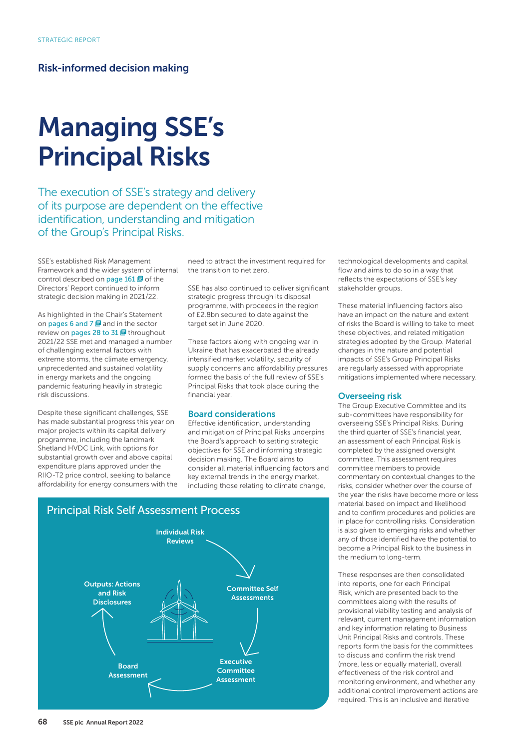STRATEGIC REPORT

## Risk-informed decision making

# Managing SSE's Principal Risks

The execution of SSE's strategy and delivery of its purpose are dependent on the effective identification, understanding and mitigation of the Group's Principal Risks.

SSE's established Risk Management Framework and the wider system of internal control described on page 161 of the Directors' Report continued to inform strategic decision making in 2021/22.

As highlighted in the Chair's Statement on pages 6 and 7 and in the sector review on pages 28 to 31 throughout 2021/22 SSE met and managed a number of challenging external factors with extreme storms, the climate emergency, unprecedented and sustained volatility in energy markets and the ongoing pandemic featuring heavily in strategic risk discussions.

Despite these significant challenges, SSE has made substantial progress this year on major projects within its capital delivery programme, including the landmark Shetland HVDC Link, with options for substantial growth over and above capital expenditure plans approved under the RIIO-T2 price control, seeking to balance affordability for energy consumers with the need to attract the investment required for the transition to net zero.

SSE has also continued to deliver significant strategic progress through its disposal programme, with proceeds in the region of £2.8bn secured to date against the target set in June 2020.

These factors along with ongoing war in Ukraine that has exacerbated the already intensified market volatility, security of supply concerns and affordability pressures formed the basis of the full review of SSE's Principal Risks that took place during the financial year.

### Board considerations

Effective identification, understanding and mitigation of Principal Risks underpins the Board's approach to setting strategic objectives for SSE and informing strategic decision making. The Board aims to consider all material influencing factors and key external trends in the energy market, including those relating to climate change, technological developments and capital flow and aims to do so in a way that reflects the expectations of SSE's key stakeholder groups.

These material influencing factors also have an impact on the nature and extent of risks the Board is willing to take to meet these objectives, and related mitigation strategies adopted by the Group. Material changes in the nature and potential impacts of SSE's Group Principal Risks are regularly assessed with appropriate mitigations implemented where necessary.

### Overseeing risk

The Group Executive Committee and its sub-committees have responsibility for overseeing SSE's Principal Risks. During the third quarter of SSE's financial year, an assessment of each Principal Risk is completed by the assigned oversight committee. This assessment requires committee members to provide commentary on contextual changes to the risks, consider whether over the course of the year the risks have become more or less material based on impact and likelihood and to confirm procedures and policies are in place for controlling risks. Consideration is also given to emerging risks and whether any of those identified have the potential to become a Principal Risk to the business in the medium to long-term.

These responses are then consolidated into reports, one for each Principal Risk, which are presented back to the committees along with the results of provisional viability testing and analysis of relevant, current management information and key information relating to Business Unit Principal Risks and controls. These reports form the basis for the committees to discuss and confirm the risk trend (more, less or equally material), overall effectiveness of the risk control and monitoring environment, and whether any additional control improvement actions are required. This is an inclusive and iterative

### Principal Risk Self Assessment Process

- Individual Risk Reviews
- Committee Self Assessments
- Executive Committee Assessment
- Board Assessment
- Outputs: Actions and Risk Disclosures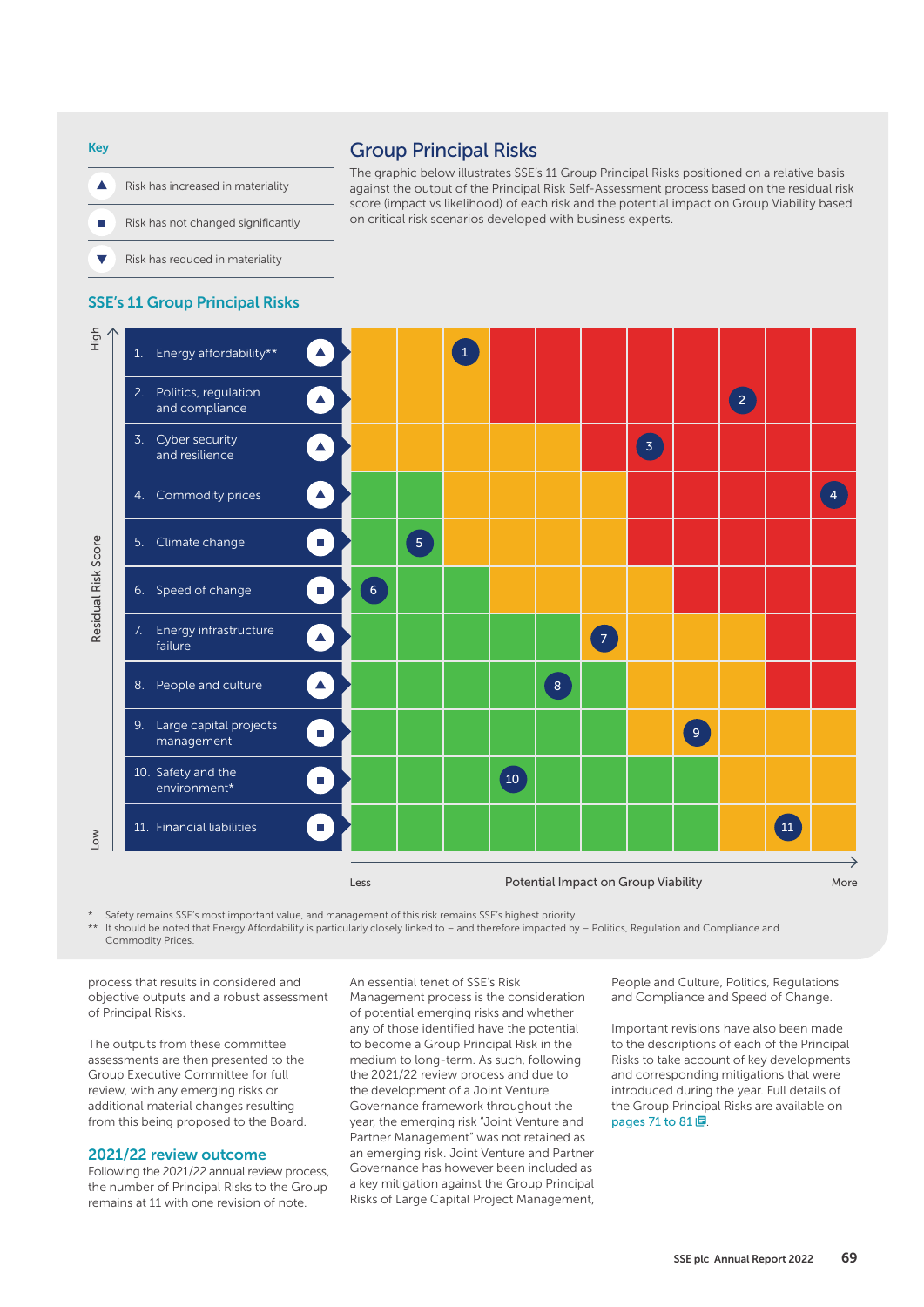## Group Principal Risks

The graphic below illustrates SSE's 11 Group Principal Risks positioned on a relative basis against the output of the Principal Risk Self-Assessment process based on the residual risk score (impact vs likelihood) of each risk and the potential impact on Group Viability based on critical risk scenarios developed with business experts.

**Key**

- ▲ Risk has increased in materiality
- ■ Risk has not changed significantly
- ▼ Risk has reduced in materiality

### SSE's 11 Group Principal Risks

| Residual Risk Score (High to Low) | Change |
|---|---|
| 1. Energy affordability** | ▲ |
| 2. Politics, regulation and compliance | ▲ |
| 3. Cyber security and resilience | ▲ |
| 4. Commodity prices | ▲ |
| 5. Climate change | ■ |
| 6. Speed of change | ■ |
| 7. Energy infrastructure failure | ▲ |
| 8. People and culture | ▲ |
| 9. Large capital projects management | ■ |
| 10. Safety and the environment* | ■ |
| 11. Financial liabilities | ■ |

Potential Impact on Group Viability: Less → More

\* Safety remains SSE's most important value, and management of this risk remains SSE's highest priority.

\*\* It should be noted that Energy Affordability is particularly closely linked to – and therefore impacted by – Politics, Regulation and Compliance and Commodity Prices.

process that results in considered and objective outputs and a robust assessment of Principal Risks.

The outputs from these committee assessments are then presented to the Group Executive Committee for full review, with any emerging risks or additional material changes resulting from this being proposed to the Board.

### 2021/22 review outcome

Following the 2021/22 annual review process, the number of Principal Risks to the Group remains at 11 with one revision of note.

An essential tenet of SSE's Risk Management process is the consideration of potential emerging risks and whether any of those identified have the potential to become a Group Principal Risk in the medium to long-term. As such, following the 2021/22 review process and due to the development of a Joint Venture Governance framework throughout the year, the emerging risk "Joint Venture and Partner Management" was not retained as an emerging risk. Joint Venture and Partner Governance has however been included as a key mitigation against the Group Principal Risks of Large Capital Project Management, People and Culture, Politics, Regulations and Compliance and Speed of Change.

Important revisions have also been made to the descriptions of each of the Principal Risks to take account of key developments and corresponding mitigations that were introduced during the year. Full details of the Group Principal Risks are available on pages 71 to 81.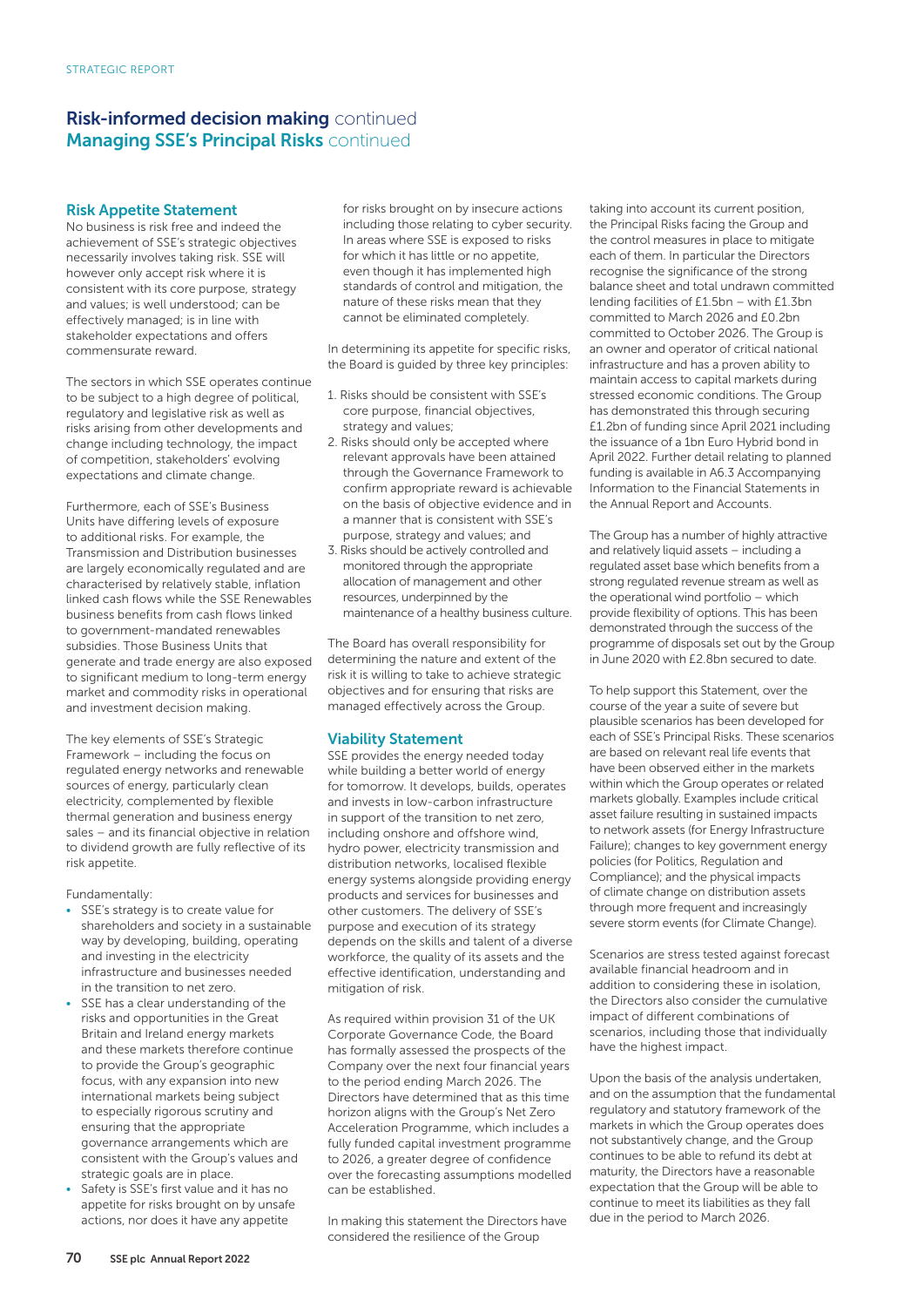# Risk-informed decision making continued

## Managing SSE's Principal Risks continued

### Risk Appetite Statement

No business is risk free and indeed the achievement of SSE's strategic objectives necessarily involves taking risk. SSE will however only accept risk where it is consistent with its core purpose, strategy and values; is well understood; can be effectively managed; is in line with stakeholder expectations and offers commensurate reward.

The sectors in which SSE operates continue to be subject to a high degree of political, regulatory and legislative risk as well as risks arising from other developments and change including technology, the impact of competition, stakeholders' evolving expectations and climate change.

Furthermore, each of SSE's Business Units have differing levels of exposure to additional risks. For example, the Transmission and Distribution businesses are largely economically regulated and are characterised by relatively stable, inflation linked cash flows while the SSE Renewables business benefits from cash flows linked to government-mandated renewables subsidies. Those Business Units that generate and trade energy are also exposed to significant medium to long-term energy market and commodity risks in operational and investment decision making.

The key elements of SSE's Strategic Framework – including the focus on regulated energy networks and renewable sources of energy, particularly clean electricity, complemented by flexible thermal generation and business energy sales – and its financial objective in relation to dividend growth are fully reflective of its risk appetite.

Fundamentally:

- SSE's strategy is to create value for shareholders and society in a sustainable way by developing, building, operating and investing in the electricity infrastructure and businesses needed in the transition to net zero.
- SSE has a clear understanding of the risks and opportunities in the Great Britain and Ireland energy markets and these markets therefore continue to provide the Group's geographic focus, with any expansion into new international markets being subject to especially rigorous scrutiny and ensuring that the appropriate governance arrangements which are consistent with the Group's values and strategic goals are in place.
- Safety is SSE's first value and it has no appetite for risks brought on by unsafe actions, nor does it have any appetite for risks brought on by insecure actions including those relating to cyber security. In areas where SSE is exposed to risks for which it has little or no appetite, even though it has implemented high standards of control and mitigation, the nature of these risks mean that they cannot be eliminated completely.

In determining its appetite for specific risks, the Board is guided by three key principles:

1. Risks should be consistent with SSE's core purpose, financial objectives, strategy and values;
2. Risks should only be accepted where relevant approvals have been attained through the Governance Framework to confirm appropriate reward is achievable on the basis of objective evidence and in a manner that is consistent with SSE's purpose, strategy and values; and
3. Risks should be actively controlled and monitored through the appropriate allocation of management and other resources, underpinned by the maintenance of a healthy business culture.

The Board has overall responsibility for determining the nature and extent of the risk it is willing to take to achieve strategic objectives and for ensuring that risks are managed effectively across the Group.

### Viability Statement

SSE provides the energy needed today while building a better world of energy for tomorrow. It develops, builds, operates and invests in low-carbon infrastructure in support of the transition to net zero, including onshore and offshore wind, hydro power, electricity transmission and distribution networks, localised flexible energy systems alongside providing energy products and services for businesses and other customers. The delivery of SSE's purpose and execution of its strategy depends on the skills and talent of a diverse workforce, the quality of its assets and the effective identification, understanding and mitigation of risk.

As required within provision 31 of the UK Corporate Governance Code, the Board has formally assessed the prospects of the Company over the next four financial years to the period ending March 2026. The Directors have determined that as this time horizon aligns with the Group's Net Zero Acceleration Programme, which includes a fully funded capital investment programme to 2026, a greater degree of confidence over the forecasting assumptions modelled can be established.

In making this statement the Directors have considered the resilience of the Group taking into account its current position, the Principal Risks facing the Group and the control measures in place to mitigate each of them. In particular the Directors recognise the significance of the strong balance sheet and total undrawn committed lending facilities of £1.5bn – with £1.3bn committed to March 2026 and £0.2bn committed to October 2026. The Group is an owner and operator of critical national infrastructure and has a proven ability to maintain access to capital markets during stressed economic conditions. The Group has demonstrated this through securing £1.2bn of funding since April 2021 including the issuance of a 1bn Euro Hybrid bond in April 2022. Further detail relating to planned funding is available in A6.3 Accompanying Information to the Financial Statements in the Annual Report and Accounts.

The Group has a number of highly attractive and relatively liquid assets – including a regulated asset base which benefits from a strong regulated revenue stream as well as the operational wind portfolio – which provide flexibility of options. This has been demonstrated through the success of the programme of disposals set out by the Group in June 2020 with £2.8bn secured to date.

To help support this Statement, over the course of the year a suite of severe but plausible scenarios has been developed for each of SSE's Principal Risks. These scenarios are based on relevant real life events that have been observed either in the markets within which the Group operates or related markets globally. Examples include critical asset failure resulting in sustained impacts to network assets (for Energy Infrastructure Failure); changes to key government energy policies (for Politics, Regulation and Compliance); and the physical impacts of climate change on distribution assets through more frequent and increasingly severe storm events (for Climate Change).

Scenarios are stress tested against forecast available financial headroom and in addition to considering these in isolation, the Directors also consider the cumulative impact of different combinations of scenarios, including those that individually have the highest impact.

Upon the basis of the analysis undertaken, and on the assumption that the fundamental regulatory and statutory framework of the markets in which the Group operates does not substantively change, and the Group continues to be able to refund its debt at maturity, the Directors have a reasonable expectation that the Group will be able to continue to meet its liabilities as they fall due in the period to March 2026.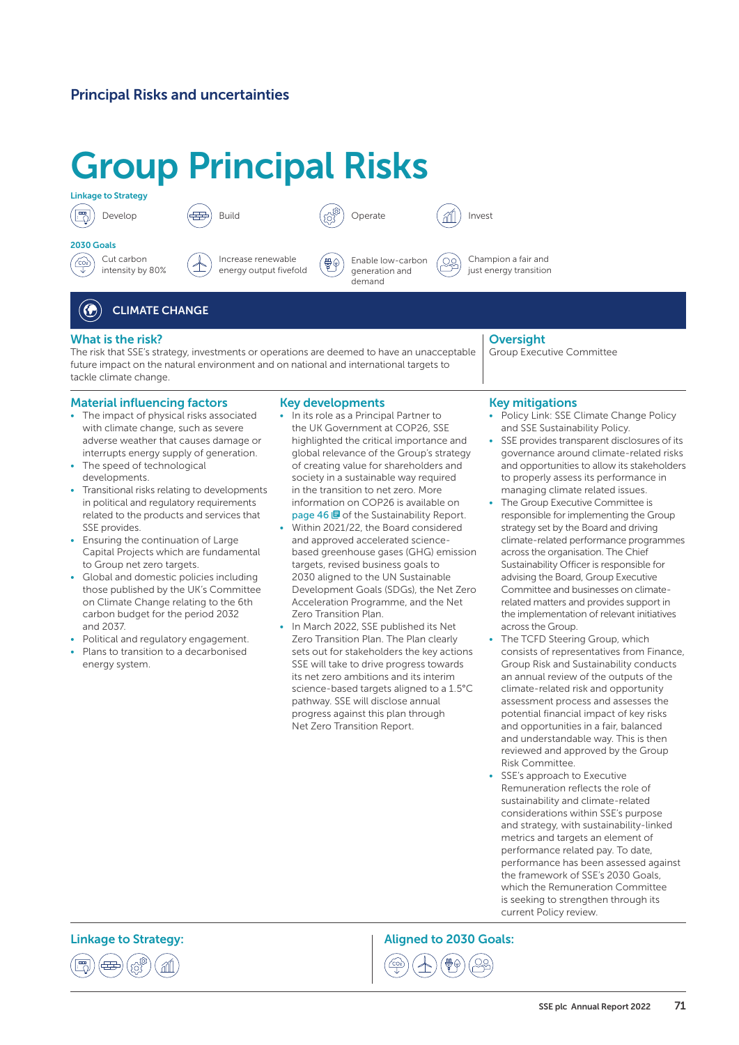## Principal Risks and uncertainties

# Group Principal Risks

**Linkage to Strategy**

Develop | Build | Operate | Invest

**2030 Goals**

Cut carbon intensity by 80% | Increase renewable energy output fivefold | Enable low-carbon generation and demand | Champion a fair and just energy transition

## CLIMATE CHANGE

### What is the risk?

The risk that SSE's strategy, investments or operations are deemed to have an unacceptable future impact on the natural environment and on national and international targets to tackle climate change.

### Oversight

Group Executive Committee

### Material influencing factors

- The impact of physical risks associated with climate change, such as severe adverse weather that causes damage or interrupts energy supply of generation.
- The speed of technological developments.
- Transitional risks relating to developments in political and regulatory requirements related to the products and services that SSE provides.
- Ensuring the continuation of Large Capital Projects which are fundamental to Group net zero targets.
- Global and domestic policies including those published by the UK's Committee on Climate Change relating to the 6th carbon budget for the period 2032 and 2037.
- Political and regulatory engagement.
- Plans to transition to a decarbonised energy system.

### Key developments

- In its role as a Principal Partner to the UK Government at COP26, SSE highlighted the critical importance and global relevance of the Group's strategy of creating value for shareholders and society in a sustainable way required in the transition to net zero. More information on COP26 is available on page 46 of the Sustainability Report.
- Within 2021/22, the Board considered and approved accelerated science-based greenhouse gases (GHG) emission targets, revised business goals to 2030 aligned to the UN Sustainable Development Goals (SDGs), the Net Zero Acceleration Programme, and the Net Zero Transition Plan.
- In March 2022, SSE published its Net Zero Transition Plan. The Plan clearly sets out for stakeholders the key actions SSE will take to drive progress towards its net zero ambitions and its interim science-based targets aligned to a 1.5°C pathway. SSE will disclose annual progress against this plan through Net Zero Transition Report.

### Key mitigations

- Policy Link: SSE Climate Change Policy and SSE Sustainability Policy.
- SSE provides transparent disclosures of its governance around climate-related risks and opportunities to allow its stakeholders to properly assess its performance in managing climate related issues.
- The Group Executive Committee is responsible for implementing the Group strategy set by the Board and driving climate-related performance programmes across the organisation. The Chief Sustainability Officer is responsible for advising the Board, Group Executive Committee and businesses on climate-related matters and provides support in the implementation of relevant initiatives across the Group.
- The TCFD Steering Group, which consists of representatives from Finance, Group Risk and Sustainability conducts an annual review of the outputs of the climate-related risk and opportunity assessment process and assesses the potential financial impact of key risks and opportunities in a fair, balanced and understandable way. This is then reviewed and approved by the Group Risk Committee.
- SSE's approach to Executive Remuneration reflects the role of sustainability and climate-related considerations within SSE's purpose and strategy, with sustainability-linked metrics and targets an element of performance related pay. To date, performance has been assessed against the framework of SSE's 2030 Goals, which the Remuneration Committee is seeking to strengthen through its current Policy review.

**Linkage to Strategy:**

**Aligned to 2030 Goals:**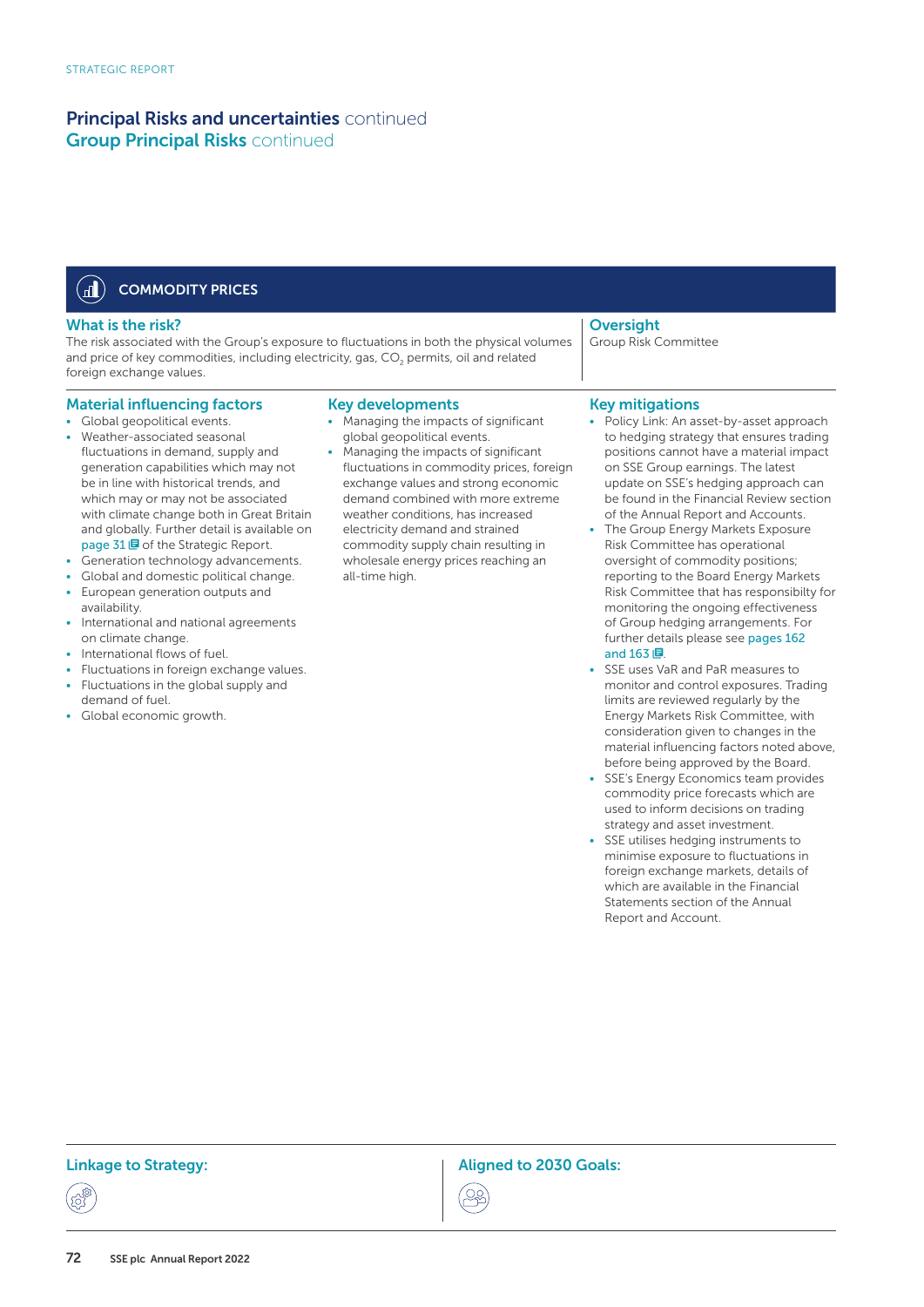# Principal Risks and uncertainties continued
## Group Principal Risks continued

### COMMODITY PRICES

#### What is the risk?

The risk associated with the Group's exposure to fluctuations in both the physical volumes and price of key commodities, including electricity, gas, $CO_2$ permits, oil and related foreign exchange values.

#### Oversight

Group Risk Committee

#### Material influencing factors

- Global geopolitical events.
- Weather-associated seasonal fluctuations in demand, supply and generation capabilities which may not be in line with historical trends, and which may or may not be associated with climate change both in Great Britain and globally. Further detail is available on page 31 of the Strategic Report.
- Generation technology advancements.
- Global and domestic political change.
- European generation outputs and availability.
- International and national agreements on climate change.
- International flows of fuel.
- Fluctuations in foreign exchange values.
- Fluctuations in the global supply and demand of fuel.
- Global economic growth.

#### Key developments

- Managing the impacts of significant global geopolitical events.
- Managing the impacts of significant fluctuations in commodity prices, foreign exchange values and strong economic demand combined with more extreme weather conditions, has increased electricity demand and strained commodity supply chain resulting in wholesale energy prices reaching an all-time high.

#### Key mitigations

- Policy Link: An asset-by-asset approach to hedging strategy that ensures trading positions cannot have a material impact on SSE Group earnings. The latest update on SSE's hedging approach can be found in the Financial Review section of the Annual Report and Accounts.
- The Group Energy Markets Exposure Risk Committee has operational oversight of commodity positions; reporting to the Board Energy Markets Risk Committee that has responsibilty for monitoring the ongoing effectiveness of Group hedging arrangements. For further details please see pages 162 and 163.
- SSE uses VaR and PaR measures to monitor and control exposures. Trading limits are reviewed regularly by the Energy Markets Risk Committee, with consideration given to changes in the material influencing factors noted above, before being approved by the Board.
- SSE's Energy Economics team provides commodity price forecasts which are used to inform decisions on trading strategy and asset investment.
- SSE utilises hedging instruments to minimise exposure to fluctuations in foreign exchange markets, details of which are available in the Financial Statements section of the Annual Report and Account.

#### Linkage to Strategy:

#### Aligned to 2030 Goals: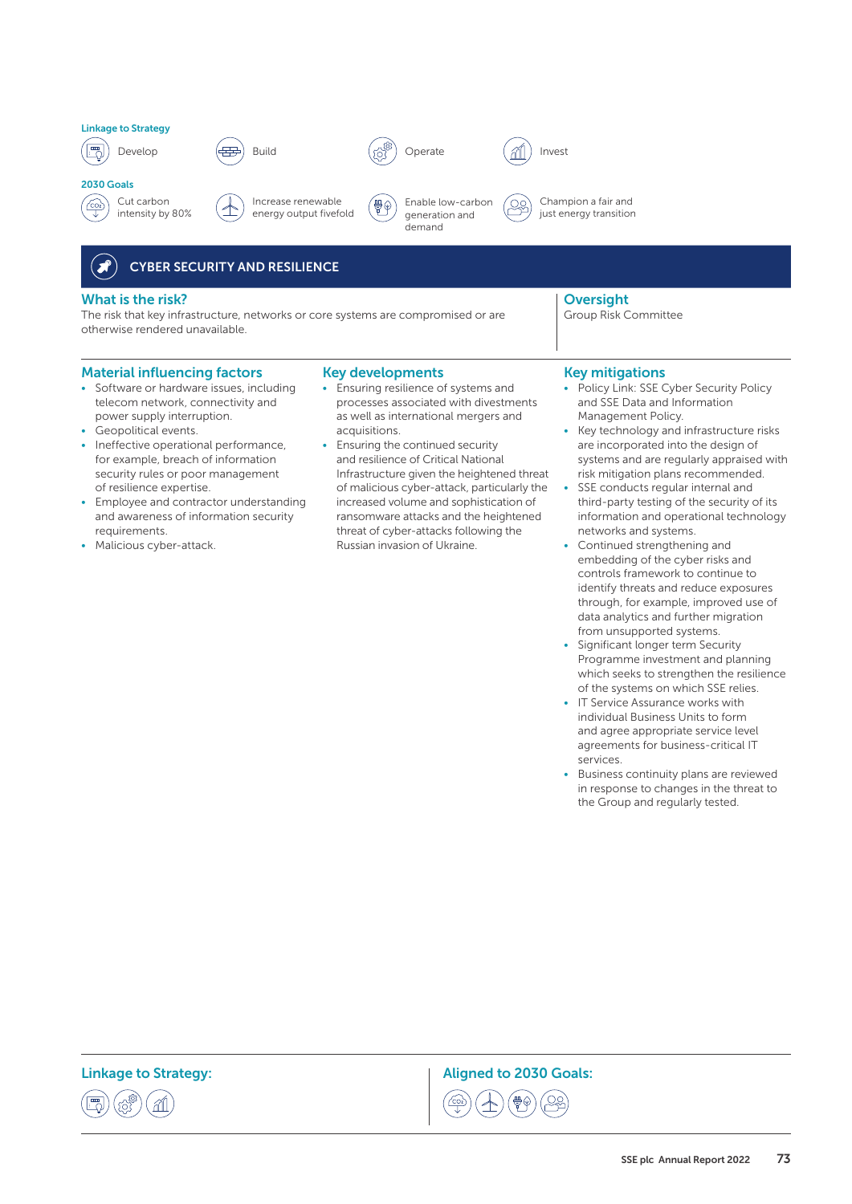**Linkage to Strategy**

Develop | Build | Operate | Invest

**2030 Goals**

Cut carbon intensity by 80% | Increase renewable energy output fivefold | Enable low-carbon generation and demand | Champion a fair and just energy transition

## CYBER SECURITY AND RESILIENCE

### What is the risk?

The risk that key infrastructure, networks or core systems are compromised or are otherwise rendered unavailable.

### Oversight

Group Risk Committee

### Material influencing factors

- Software or hardware issues, including telecom network, connectivity and power supply interruption.
- Geopolitical events.
- Ineffective operational performance, for example, breach of information security rules or poor management of resilience expertise.
- Employee and contractor understanding and awareness of information security requirements.
- Malicious cyber-attack.

### Key developments

- Ensuring resilience of systems and processes associated with divestments as well as international mergers and acquisitions.
- Ensuring the continued security and resilience of Critical National Infrastructure given the heightened threat of malicious cyber-attack, particularly the increased volume and sophistication of ransomware attacks and the heightened threat of cyber-attacks following the Russian invasion of Ukraine.

### Key mitigations

- Policy Link: SSE Cyber Security Policy and SSE Data and Information Management Policy.
- Key technology and infrastructure risks are incorporated into the design of systems and are regularly appraised with risk mitigation plans recommended.
- SSE conducts regular internal and third-party testing of the security of its information and operational technology networks and systems.
- Continued strengthening and embedding of the cyber risks and controls framework to continue to identify threats and reduce exposures through, for example, improved use of data analytics and further migration from unsupported systems.
- Significant longer term Security Programme investment and planning which seeks to strengthen the resilience of the systems on which SSE relies.
- IT Service Assurance works with individual Business Units to form and agree appropriate service level agreements for business-critical IT services.
- Business continuity plans are reviewed in response to changes in the threat to the Group and regularly tested.

**Linkage to Strategy:**

**Aligned to 2030 Goals:**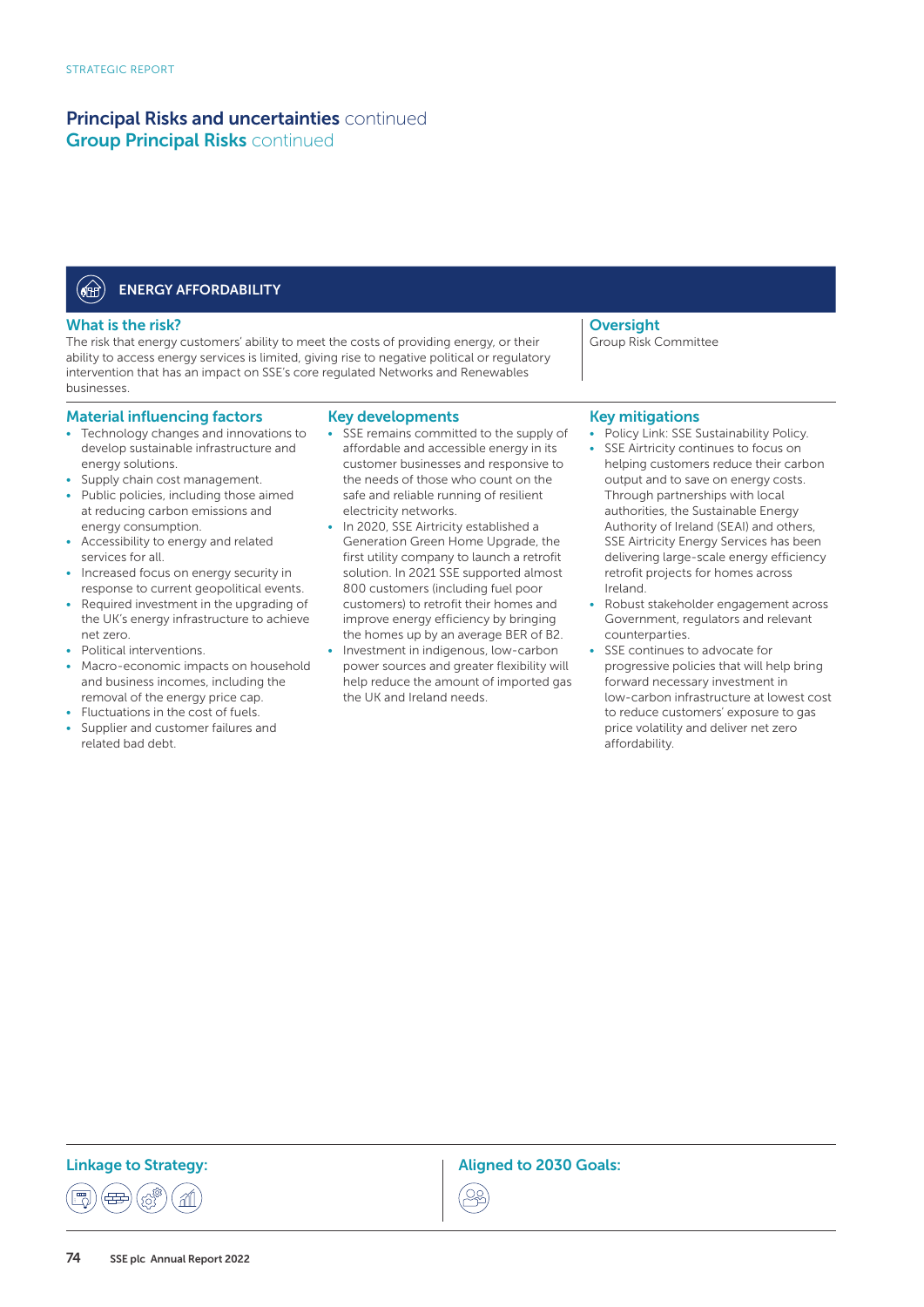## Principal Risks and uncertainties continued
## Group Principal Risks continued

### ENERGY AFFORDABILITY

#### What is the risk?

The risk that energy customers' ability to meet the costs of providing energy, or their ability to access energy services is limited, giving rise to negative political or regulatory intervention that has an impact on SSE's core regulated Networks and Renewables businesses.

#### Oversight

Group Risk Committee

#### Material influencing factors

- Technology changes and innovations to develop sustainable infrastructure and energy solutions.
- Supply chain cost management.
- Public policies, including those aimed at reducing carbon emissions and energy consumption.
- Accessibility to energy and related services for all.
- Increased focus on energy security in response to current geopolitical events.
- Required investment in the upgrading of the UK's energy infrastructure to achieve net zero.
- Political interventions.
- Macro-economic impacts on household and business incomes, including the removal of the energy price cap.
- Fluctuations in the cost of fuels.
- Supplier and customer failures and related bad debt.

#### Key developments

- SSE remains committed to the supply of affordable and accessible energy in its customer businesses and responsive to the needs of those who count on the safe and reliable running of resilient electricity networks.
- In 2020, SSE Airtricity established a Generation Green Home Upgrade, the first utility company to launch a retrofit solution. In 2021 SSE supported almost 800 customers (including fuel poor customers) to retrofit their homes and improve energy efficiency by bringing the homes up by an average BER of B2.
- Investment in indigenous, low-carbon power sources and greater flexibility will help reduce the amount of imported gas the UK and Ireland needs.

#### Key mitigations

- Policy Link: SSE Sustainability Policy.
- SSE Airtricity continues to focus on helping customers reduce their carbon output and to save on energy costs. Through partnerships with local authorities, the Sustainable Energy Authority of Ireland (SEAI) and others, SSE Airtricity Energy Services has been delivering large-scale energy efficiency retrofit projects for homes across Ireland.
- Robust stakeholder engagement across Government, regulators and relevant counterparties.
- SSE continues to advocate for progressive policies that will help bring forward necessary investment in low-carbon infrastructure at lowest cost to reduce customers' exposure to gas price volatility and deliver net zero affordability.

#### Linkage to Strategy:

#### Aligned to 2030 Goals: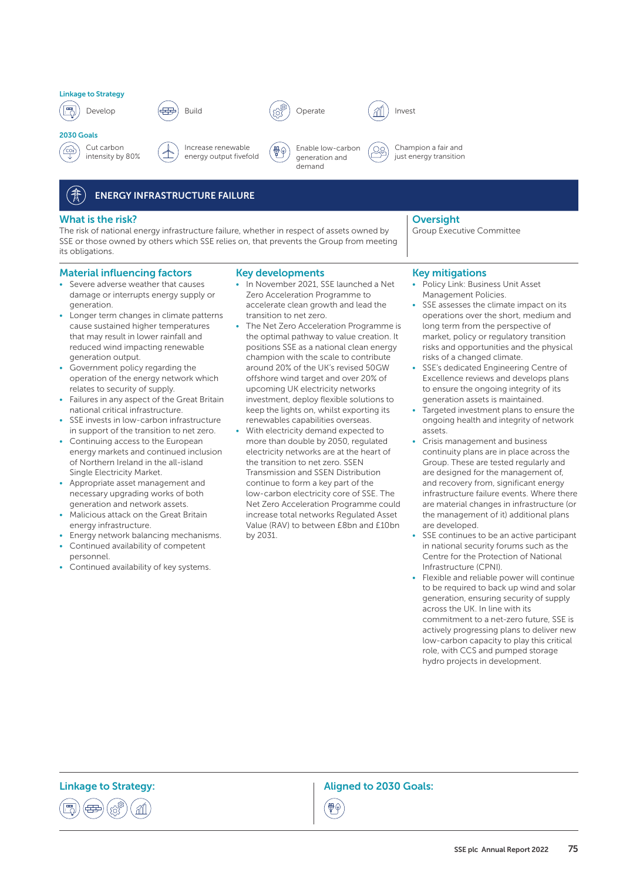**Linkage to Strategy**

Develop | Build | Operate | Invest

**2030 Goals**

Cut carbon intensity by 80% | Increase renewable energy output fivefold | Enable low-carbon generation and demand | Champion a fair and just energy transition

## ENERGY INFRASTRUCTURE FAILURE

### What is the risk?

The risk of national energy infrastructure failure, whether in respect of assets owned by SSE or those owned by others which SSE relies on, that prevents the Group from meeting its obligations.

### Oversight

Group Executive Committee

### Material influencing factors

- Severe adverse weather that causes damage or interrupts energy supply or generation.
- Longer term changes in climate patterns cause sustained higher temperatures that may result in lower rainfall and reduced wind impacting renewable generation output.
- Government policy regarding the operation of the energy network which relates to security of supply.
- Failures in any aspect of the Great Britain national critical infrastructure.
- SSE invests in low-carbon infrastructure in support of the transition to net zero.
- Continuing access to the European energy markets and continued inclusion of Northern Ireland in the all-island Single Electricity Market.
- Appropriate asset management and necessary upgrading works of both generation and network assets.
- Malicious attack on the Great Britain energy infrastructure.
- Energy network balancing mechanisms.
- Continued availability of competent personnel.
- Continued availability of key systems.

### Key developments

- In November 2021, SSE launched a Net Zero Acceleration Programme to accelerate clean growth and lead the transition to net zero.
- The Net Zero Acceleration Programme is the optimal pathway to value creation. It positions SSE as a national clean energy champion with the scale to contribute around 20% of the UK's revised 50GW offshore wind target and over 20% of upcoming UK electricity networks investment, deploy flexible solutions to keep the lights on, whilst exporting its renewables capabilities overseas.
- With electricity demand expected to more than double by 2050, regulated electricity networks are at the heart of the transition to net zero. SSEN Transmission and SSEN Distribution continue to form a key part of the low-carbon electricity core of SSE. The Net Zero Acceleration Programme could increase total networks Regulated Asset Value (RAV) to between £8bn and £10bn by 2031.

### Key mitigations

- Policy Link: Business Unit Asset Management Policies.
- SSE assesses the climate impact on its operations over the short, medium and long term from the perspective of market, policy or regulatory transition risks and opportunities and the physical risks of a changed climate.
- SSE's dedicated Engineering Centre of Excellence reviews and develops plans to ensure the ongoing integrity of its generation assets is maintained.
- Targeted investment plans to ensure the ongoing health and integrity of network assets.
- Crisis management and business continuity plans are in place across the Group. These are tested regularly and are designed for the management of, and recovery from, significant energy infrastructure failure events. Where there are material changes in infrastructure (or the management of it) additional plans are developed.
- SSE continues to be an active participant in national security forums such as the Centre for the Protection of National Infrastructure (CPNI).
- Flexible and reliable power will continue to be required to back up wind and solar generation, ensuring security of supply across the UK. In line with its commitment to a net-zero future, SSE is actively progressing plans to deliver new low-carbon capacity to play this critical role, with CCS and pumped storage hydro projects in development.

**Linkage to Strategy:**

**Aligned to 2030 Goals:**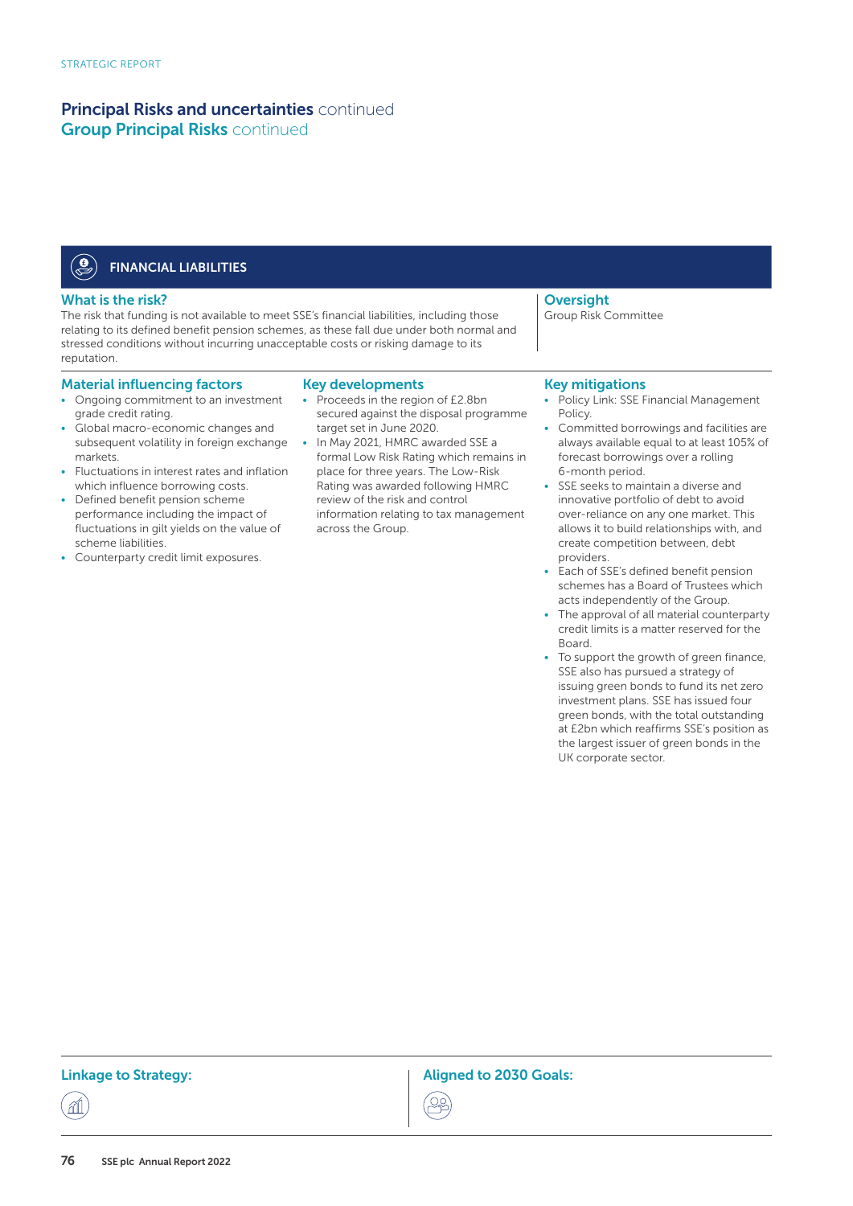# Principal Risks and uncertainties continued
## Group Principal Risks continued

### FINANCIAL LIABILITIES

#### What is the risk?

The risk that funding is not available to meet SSE's financial liabilities, including those relating to its defined benefit pension schemes, as these fall due under both normal and stressed conditions without incurring unacceptable costs or risking damage to its reputation.

#### Oversight

Group Risk Committee

#### Material influencing factors

- Ongoing commitment to an investment grade credit rating.
- Global macro-economic changes and subsequent volatility in foreign exchange markets.
- Fluctuations in interest rates and inflation which influence borrowing costs.
- Defined benefit pension scheme performance including the impact of fluctuations in gilt yields on the value of scheme liabilities.
- Counterparty credit limit exposures.

#### Key developments

- Proceeds in the region of £2.8bn secured against the disposal programme target set in June 2020.
- In May 2021, HMRC awarded SSE a formal Low Risk Rating which remains in place for three years. The Low-Risk Rating was awarded following HMRC review of the risk and control information relating to tax management across the Group.

#### Key mitigations

- Policy Link: SSE Financial Management Policy.
- Committed borrowings and facilities are always available equal to at least 105% of forecast borrowings over a rolling 6-month period.
- SSE seeks to maintain a diverse and innovative portfolio of debt to avoid over-reliance on any one market. This allows it to build relationships with, and create competition between, debt providers.
- Each of SSE's defined benefit pension schemes has a Board of Trustees which acts independently of the Group.
- The approval of all material counterparty credit limits is a matter reserved for the Board.
- To support the growth of green finance, SSE also has pursued a strategy of issuing green bonds to fund its net zero investment plans. SSE has issued four green bonds, with the total outstanding at £2bn which reaffirms SSE's position as the largest issuer of green bonds in the UK corporate sector.

**Linkage to Strategy:**

**Aligned to 2030 Goals:**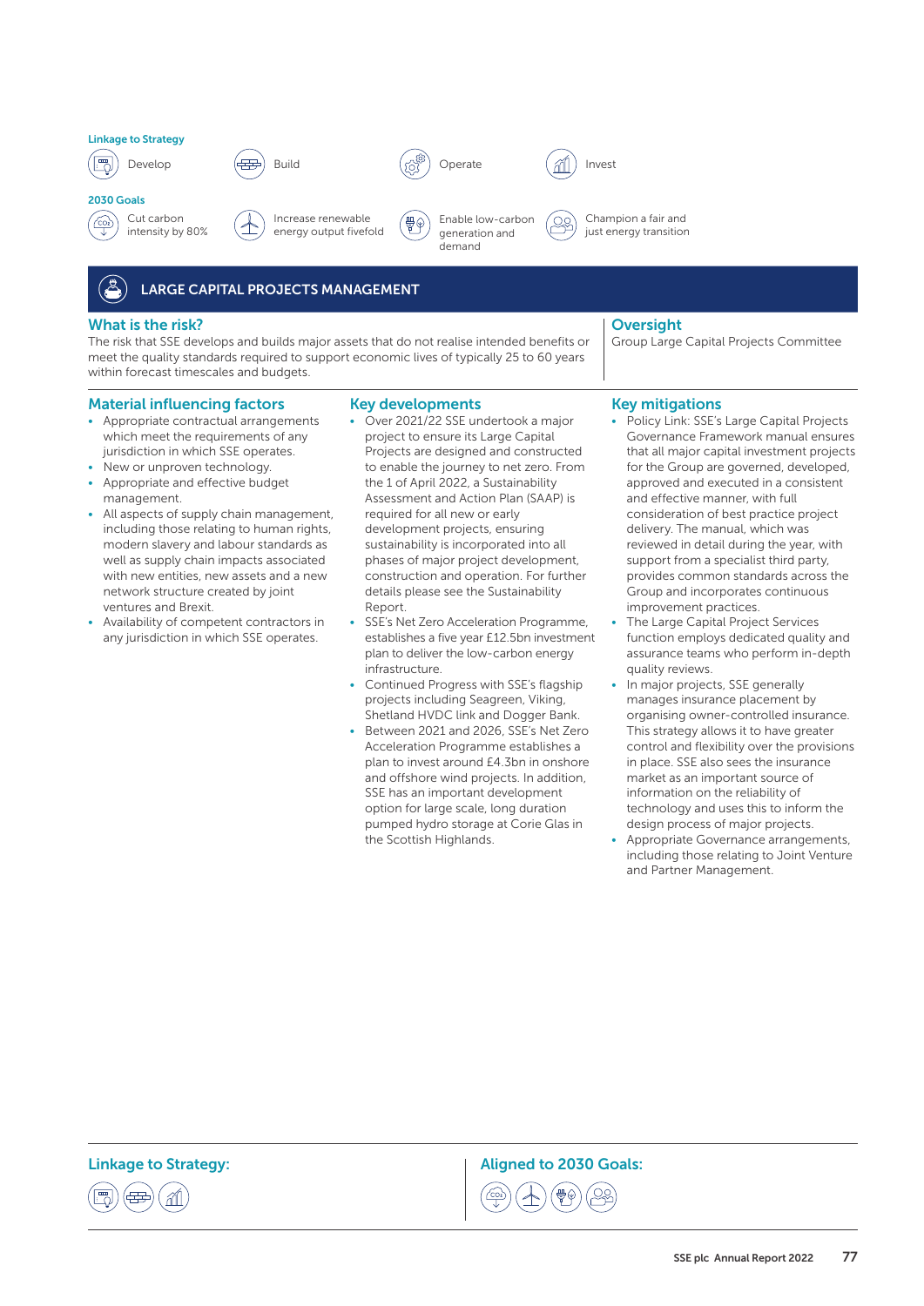**Linkage to Strategy**

Develop | Build | Operate | Invest

**2030 Goals**

Cut carbon intensity by 80% | Increase renewable energy output fivefold | Enable low-carbon generation and demand | Champion a fair and just energy transition

## LARGE CAPITAL PROJECTS MANAGEMENT

### What is the risk?

The risk that SSE develops and builds major assets that do not realise intended benefits or meet the quality standards required to support economic lives of typically 25 to 60 years within forecast timescales and budgets.

### Oversight

Group Large Capital Projects Committee

### Material influencing factors

- Appropriate contractual arrangements which meet the requirements of any jurisdiction in which SSE operates.
- New or unproven technology.
- Appropriate and effective budget management.
- All aspects of supply chain management, including those relating to human rights, modern slavery and labour standards as well as supply chain impacts associated with new entities, new assets and a new network structure created by joint ventures and Brexit.
- Availability of competent contractors in any jurisdiction in which SSE operates.

### Key developments

- Over 2021/22 SSE undertook a major project to ensure its Large Capital Projects are designed and constructed to enable the journey to net zero. From the 1 of April 2022, a Sustainability Assessment and Action Plan (SAAP) is required for all new or early development projects, ensuring sustainability is incorporated into all phases of major project development, construction and operation. For further details please see the Sustainability Report.
- SSE's Net Zero Acceleration Programme, establishes a five year £12.5bn investment plan to deliver the low-carbon energy infrastructure.
- Continued Progress with SSE's flagship projects including Seagreen, Viking, Shetland HVDC link and Dogger Bank.
- Between 2021 and 2026, SSE's Net Zero Acceleration Programme establishes a plan to invest around £4.3bn in onshore and offshore wind projects. In addition, SSE has an important development option for large scale, long duration pumped hydro storage at Corie Glas in the Scottish Highlands.

### Key mitigations

- Policy Link: SSE's Large Capital Projects Governance Framework manual ensures that all major capital investment projects for the Group are governed, developed, approved and executed in a consistent and effective manner, with full consideration of best practice project delivery. The manual, which was reviewed in detail during the year, with support from a specialist third party, provides common standards across the Group and incorporates continuous improvement practices.
- The Large Capital Project Services function employs dedicated quality and assurance teams who perform in-depth quality reviews.
- In major projects, SSE generally manages insurance placement by organising owner-controlled insurance. This strategy allows it to have greater control and flexibility over the provisions in place. SSE also sees the insurance market as an important source of information on the reliability of technology and uses this to inform the design process of major projects.
- Appropriate Governance arrangements, including those relating to Joint Venture and Partner Management.

**Linkage to Strategy:**

**Aligned to 2030 Goals:**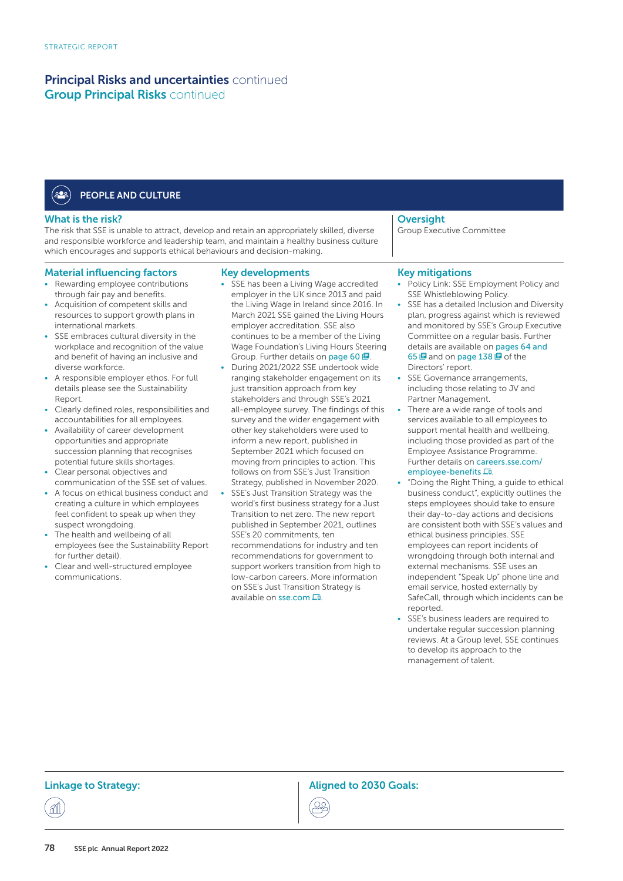# Principal Risks and uncertainties continued

## Group Principal Risks continued

### PEOPLE AND CULTURE

#### What is the risk?

The risk that SSE is unable to attract, develop and retain an appropriately skilled, diverse and responsible workforce and leadership team, and maintain a healthy business culture which encourages and supports ethical behaviours and decision-making.

#### Oversight

Group Executive Committee

#### Material influencing factors

- Rewarding employee contributions through fair pay and benefits.
- Acquisition of competent skills and resources to support growth plans in international markets.
- SSE embraces cultural diversity in the workplace and recognition of the value and benefit of having an inclusive and diverse workforce.
- A responsible employer ethos. For full details please see the Sustainability Report.
- Clearly defined roles, responsibilities and accountabilities for all employees.
- Availability of career development opportunities and appropriate succession planning that recognises potential future skills shortages.
- Clear personal objectives and communication of the SSE set of values.
- A focus on ethical business conduct and creating a culture in which employees feel confident to speak up when they suspect wrongdoing.
- The health and wellbeing of all employees (see the Sustainability Report for further detail).
- Clear and well-structured employee communications.

#### Key developments

- SSE has been a Living Wage accredited employer in the UK since 2013 and paid the Living Wage in Ireland since 2016. In March 2021 SSE gained the Living Hours employer accreditation. SSE also continues to be a member of the Living Wage Foundation's Living Hours Steering Group. Further details on page 60.
- During 2021/2022 SSE undertook wide ranging stakeholder engagement on its just transition approach from key stakeholders and through SSE's 2021 all-employee survey. The findings of this survey and the wider engagement with other key stakeholders were used to inform a new report, published in September 2021 which focused on moving from principles to action. This follows on from SSE's Just Transition Strategy, published in November 2020.
- SSE's Just Transition Strategy was the world's first business strategy for a Just Transition to net zero. The new report published in September 2021, outlines SSE's 20 commitments, ten recommendations for industry and ten recommendations for government to support workers transition from high to low-carbon careers. More information on SSE's Just Transition Strategy is available on sse.com.

#### Key mitigations

- Policy Link: SSE Employment Policy and SSE Whistleblowing Policy.
- SSE has a detailed Inclusion and Diversity plan, progress against which is reviewed and monitored by SSE's Group Executive Committee on a regular basis. Further details are available on pages 64 and 65 and on page 138 of the Directors' report.
- SSE Governance arrangements, including those relating to JV and Partner Management.
- There are a wide range of tools and services available to all employees to support mental health and wellbeing, including those provided as part of the Employee Assistance Programme. Further details on careers.sse.com/employee-benefits.
- "Doing the Right Thing, a guide to ethical business conduct", explicitly outlines the steps employees should take to ensure their day-to-day actions and decisions are consistent both with SSE's values and ethical business principles. SSE employees can report incidents of wrongdoing through both internal and external mechanisms. SSE uses an independent "Speak Up" phone line and email service, hosted externally by SafeCall, through which incidents can be reported.
- SSE's business leaders are required to undertake regular succession planning reviews. At a Group level, SSE continues to develop its approach to the management of talent.

#### Linkage to Strategy:

#### Aligned to 2030 Goals: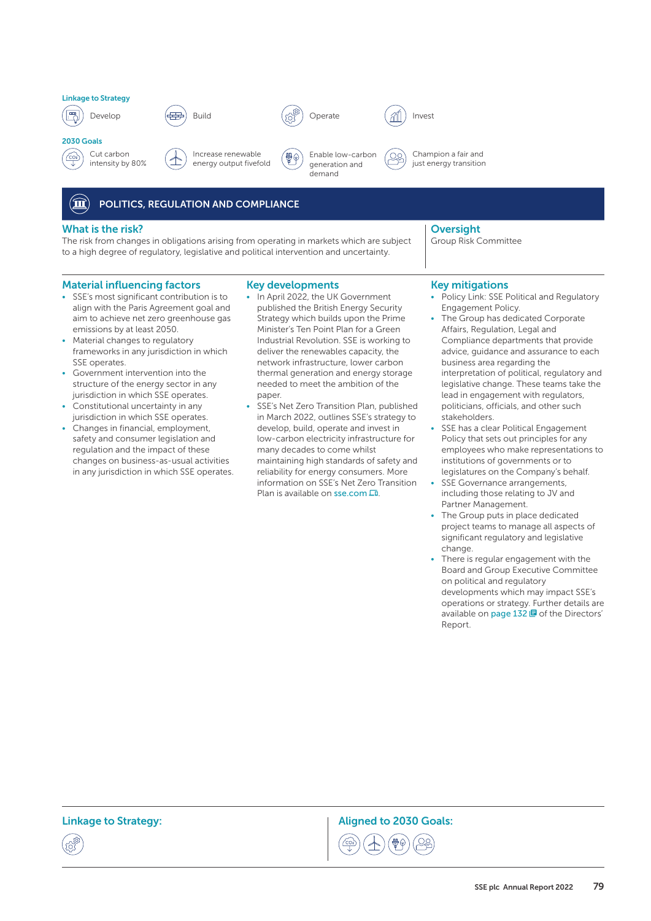**Linkage to Strategy**

Develop | Build | Operate | Invest

**2030 Goals**

Cut carbon intensity by 80% | Increase renewable energy output fivefold | Enable low-carbon generation and demand | Champion a fair and just energy transition

## POLITICS, REGULATION AND COMPLIANCE

### What is the risk?

The risk from changes in obligations arising from operating in markets which are subject to a high degree of regulatory, legislative and political intervention and uncertainty.

### Oversight

Group Risk Committee

### Material influencing factors

- SSE's most significant contribution is to align with the Paris Agreement goal and aim to achieve net zero greenhouse gas emissions by at least 2050.
- Material changes to regulatory frameworks in any jurisdiction in which SSE operates.
- Government intervention into the structure of the energy sector in any jurisdiction in which SSE operates.
- Constitutional uncertainty in any jurisdiction in which SSE operates.
- Changes in financial, employment, safety and consumer legislation and regulation and the impact of these changes on business-as-usual activities in any jurisdiction in which SSE operates.

### Key developments

- In April 2022, the UK Government published the British Energy Security Strategy which builds upon the Prime Minister's Ten Point Plan for a Green Industrial Revolution. SSE is working to deliver the renewables capacity, the network infrastructure, lower carbon thermal generation and energy storage needed to meet the ambition of the paper.
- SSE's Net Zero Transition Plan, published in March 2022, outlines SSE's strategy to develop, build, operate and invest in low-carbon electricity infrastructure for many decades to come whilst maintaining high standards of safety and reliability for energy consumers. More information on SSE's Net Zero Transition Plan is available on sse.com.

### Key mitigations

- Policy Link: SSE Political and Regulatory Engagement Policy.
- The Group has dedicated Corporate Affairs, Regulation, Legal and Compliance departments that provide advice, guidance and assurance to each business area regarding the interpretation of political, regulatory and legislative change. These teams take the lead in engagement with regulators, politicians, officials, and other such stakeholders.
- SSE has a clear Political Engagement Policy that sets out principles for any employees who make representations to institutions of governments or to legislatures on the Company's behalf.
- SSE Governance arrangements, including those relating to JV and Partner Management.
- The Group puts in place dedicated project teams to manage all aspects of significant regulatory and legislative change.
- There is regular engagement with the Board and Group Executive Committee on political and regulatory developments which may impact SSE's operations or strategy. Further details are available on page 132 of the Directors' Report.

**Linkage to Strategy:**

**Aligned to 2030 Goals:**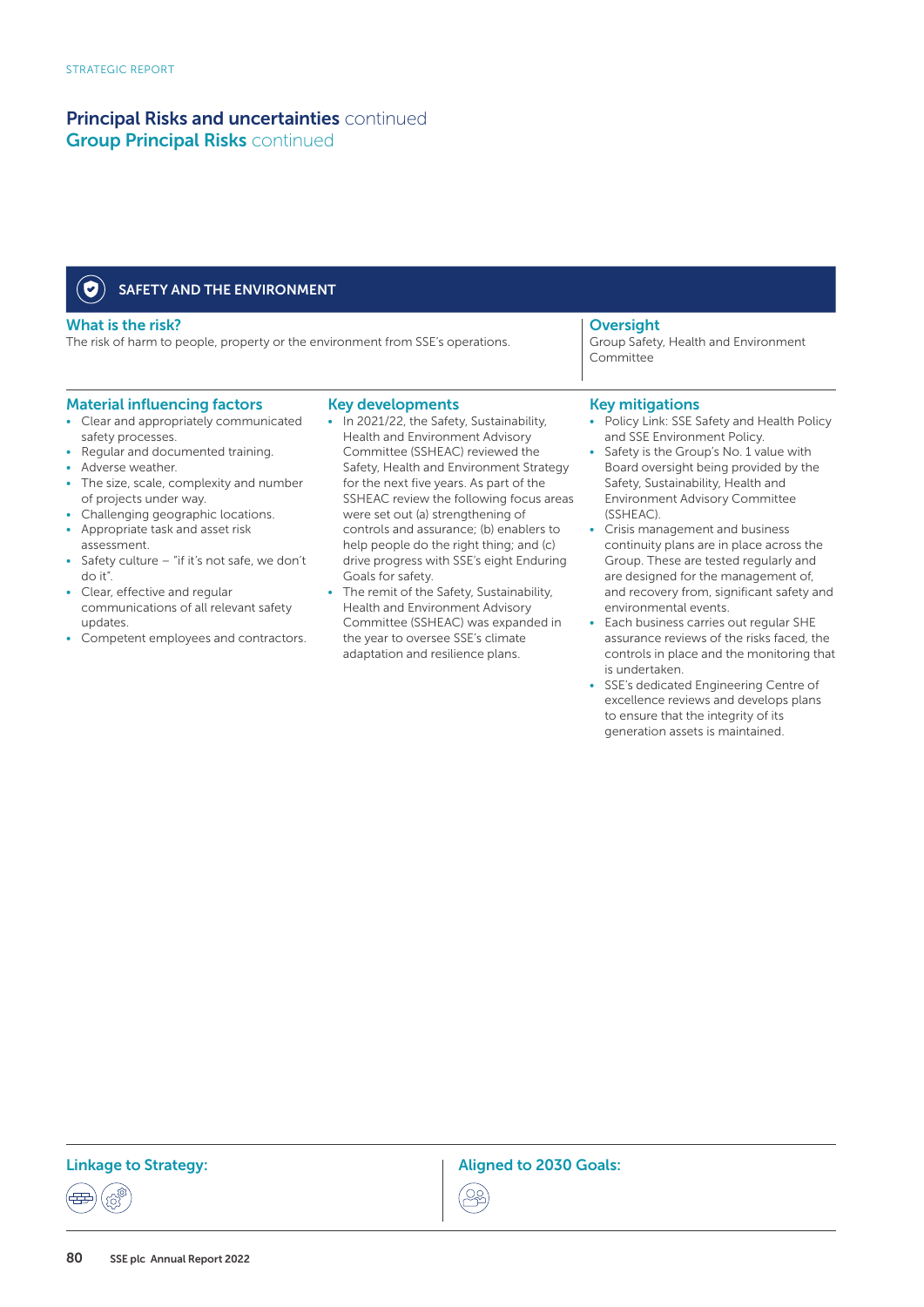# Principal Risks and uncertainties continued
## Group Principal Risks continued

### SAFETY AND THE ENVIRONMENT

#### What is the risk?

The risk of harm to people, property or the environment from SSE's operations.

#### Oversight

Group Safety, Health and Environment Committee

#### Material influencing factors

- Clear and appropriately communicated safety processes.
- Regular and documented training.
- Adverse weather.
- The size, scale, complexity and number of projects under way.
- Challenging geographic locations.
- Appropriate task and asset risk assessment.
- Safety culture – "if it's not safe, we don't do it".
- Clear, effective and regular communications of all relevant safety updates.
- Competent employees and contractors.

#### Key developments

- In 2021/22, the Safety, Sustainability, Health and Environment Advisory Committee (SSHEAC) reviewed the Safety, Health and Environment Strategy for the next five years. As part of the SSHEAC review the following focus areas were set out (a) strengthening of controls and assurance; (b) enablers to help people do the right thing; and (c) drive progress with SSE's eight Enduring Goals for safety.
- The remit of the Safety, Sustainability, Health and Environment Advisory Committee (SSHEAC) was expanded in the year to oversee SSE's climate adaptation and resilience plans.

#### Key mitigations

- Policy Link: SSE Safety and Health Policy and SSE Environment Policy.
- Safety is the Group's No. 1 value with Board oversight being provided by the Safety, Sustainability, Health and Environment Advisory Committee (SSHEAC).
- Crisis management and business continuity plans are in place across the Group. These are tested regularly and are designed for the management of, and recovery from, significant safety and environmental events.
- Each business carries out regular SHE assurance reviews of the risks faced, the controls in place and the monitoring that is undertaken.
- SSE's dedicated Engineering Centre of excellence reviews and develops plans to ensure that the integrity of its generation assets is maintained.

#### Linkage to Strategy:

#### Aligned to 2030 Goals: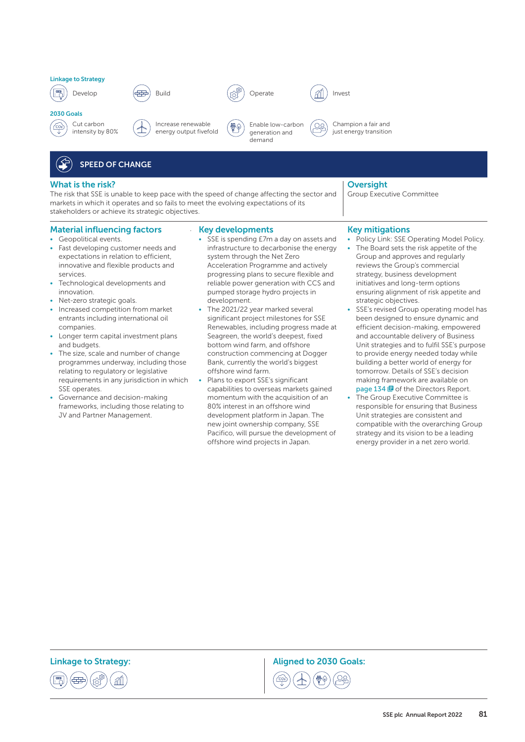**Linkage to Strategy**

Develop | Build | Operate | Invest

**2030 Goals**

Cut carbon intensity by 80% | Increase renewable energy output fivefold | Enable low-carbon generation and demand | Champion a fair and just energy transition

## SPEED OF CHANGE

### What is the risk?

The risk that SSE is unable to keep pace with the speed of change affecting the sector and markets in which it operates and so fails to meet the evolving expectations of its stakeholders or achieve its strategic objectives.

### Oversight

Group Executive Committee

### Material influencing factors

- Geopolitical events.
- Fast developing customer needs and expectations in relation to efficient, innovative and flexible products and services.
- Technological developments and innovation.
- Net-zero strategic goals.
- Increased competition from market entrants including international oil companies.
- Longer term capital investment plans and budgets.
- The size, scale and number of change programmes underway, including those relating to regulatory or legislative requirements in any jurisdiction in which SSE operates.
- Governance and decision-making frameworks, including those relating to JV and Partner Management.

### Key developments

- SSE is spending £7m a day on assets and infrastructure to decarbonise the energy system through the Net Zero Acceleration Programme and actively progressing plans to secure flexible and reliable power generation with CCS and pumped storage hydro projects in development.
- The 2021/22 year marked several significant project milestones for SSE Renewables, including progress made at Seagreen, the world's deepest, fixed bottom wind farm, and offshore construction commencing at Dogger Bank, currently the world's biggest offshore wind farm.
- Plans to export SSE's significant capabilities to overseas markets gained momentum with the acquisition of an 80% interest in an offshore wind development platform in Japan. The new joint ownership company, SSE Pacifico, will pursue the development of offshore wind projects in Japan.

### Key mitigations

- Policy Link: SSE Operating Model Policy.
- The Board sets the risk appetite of the Group and approves and regularly reviews the Group's commercial strategy, business development initiatives and long-term options ensuring alignment of risk appetite and strategic objectives.
- SSE's revised Group operating model has been designed to ensure dynamic and efficient decision-making, empowered and accountable delivery of Business Unit strategies and to fulfil SSE's purpose to provide energy needed today while building a better world of energy for tomorrow. Details of SSE's decision making framework are available on page 134 of the Directors Report.
- The Group Executive Committee is responsible for ensuring that Business Unit strategies are consistent and compatible with the overarching Group strategy and its vision to be a leading energy provider in a net zero world.

**Linkage to Strategy:**

**Aligned to 2030 Goals:**